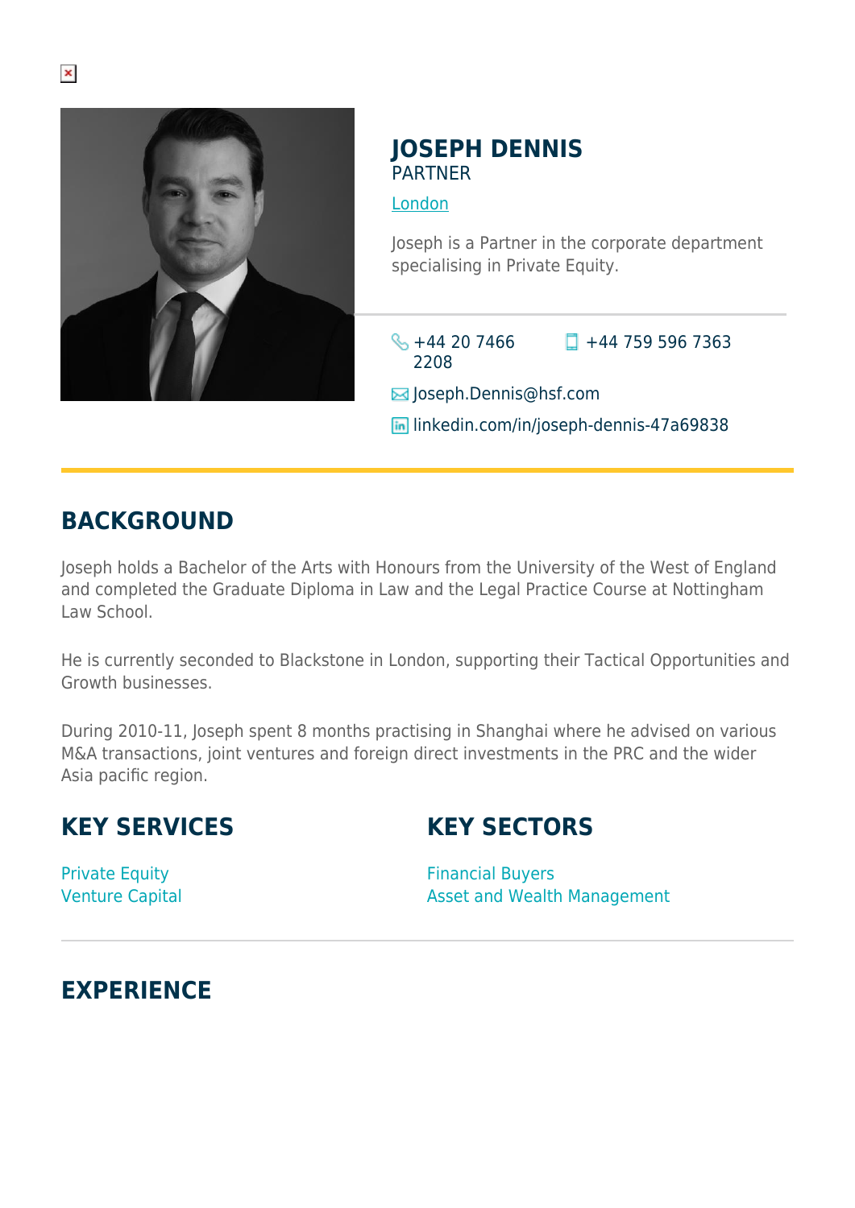# JOSEPH DENNIS

PARTNER

London

Joseph is a Partner in the corporate department specialising in Private Equity.

+44 20 7466 2208

+44 759 596 7363

Joseph.Dennis@hsf.com

linkedin.com/in/joseph-dennis-47a69838

## BACKGROUND

Joseph holds a Bachelor of the Arts with Honours from the University of the West of England and completed the Graduate Diploma in Law and the Legal Practice Course at Nottingham Law School.

He is currently seconded to Blackstone in London, supporting their Tactical Opportunities and Growth businesses.

During 2010-11, Joseph spent 8 months practising in Shanghai where he advised on various M&A transactions, joint ventures and foreign direct investments in the PRC and the wider Asia pacific region.

## KEY SERVICES

Private Equity
Venture Capital

## KEY SECTORS

Financial Buyers
Asset and Wealth Management

## EXPERIENCE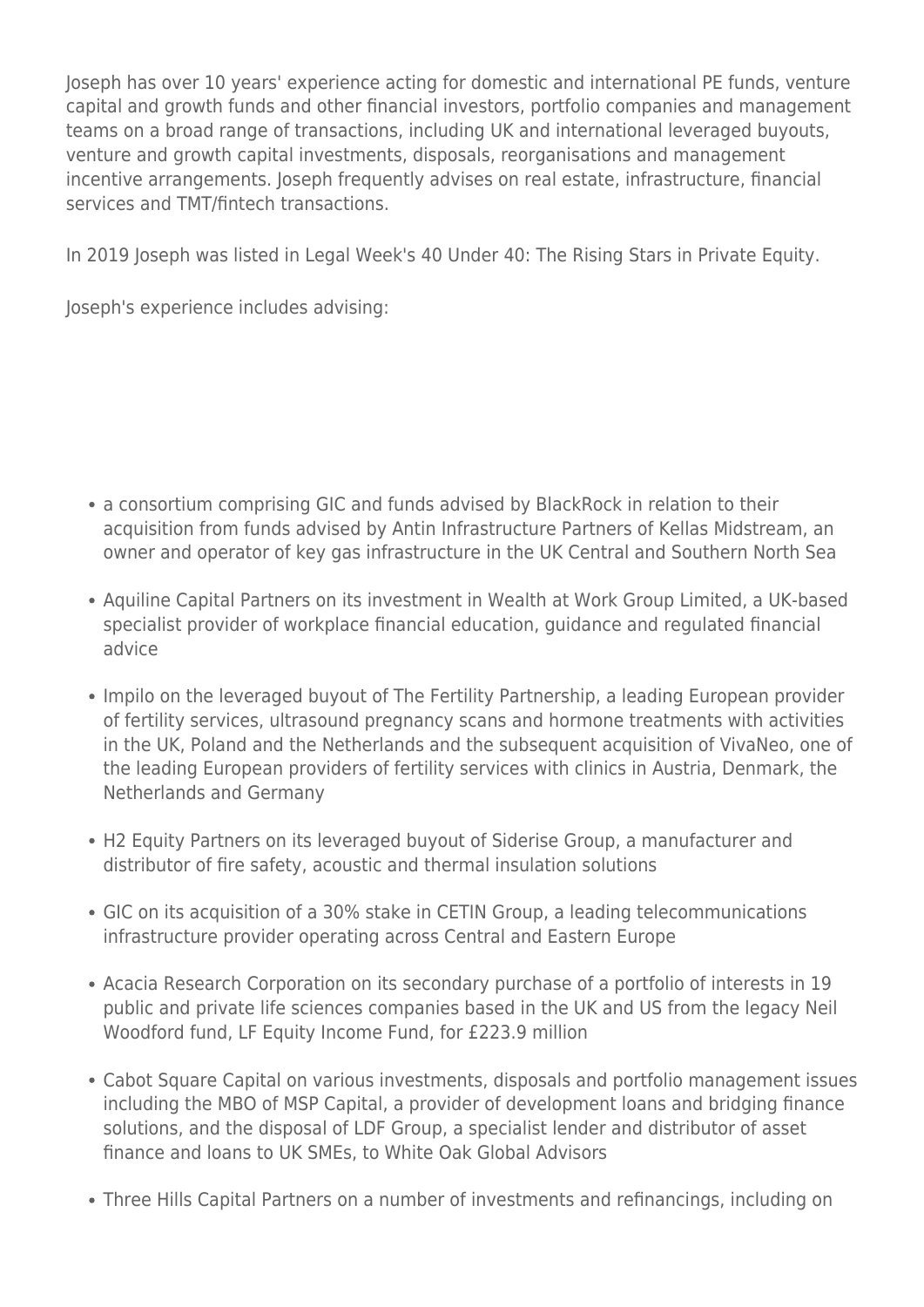Joseph has over 10 years' experience acting for domestic and international PE funds, venture capital and growth funds and other financial investors, portfolio companies and management teams on a broad range of transactions, including UK and international leveraged buyouts, venture and growth capital investments, disposals, reorganisations and management incentive arrangements. Joseph frequently advises on real estate, infrastructure, financial services and TMT/fintech transactions.

In 2019 Joseph was listed in Legal Week's 40 Under 40: The Rising Stars in Private Equity.

Joseph's experience includes advising:

- a consortium comprising GIC and funds advised by BlackRock in relation to their acquisition from funds advised by Antin Infrastructure Partners of Kellas Midstream, an owner and operator of key gas infrastructure in the UK Central and Southern North Sea
- Aquiline Capital Partners on its investment in Wealth at Work Group Limited, a UK-based specialist provider of workplace financial education, guidance and regulated financial advice
- Impilo on the leveraged buyout of The Fertility Partnership, a leading European provider of fertility services, ultrasound pregnancy scans and hormone treatments with activities in the UK, Poland and the Netherlands and the subsequent acquisition of VivaNeo, one of the leading European providers of fertility services with clinics in Austria, Denmark, the Netherlands and Germany
- H2 Equity Partners on its leveraged buyout of Siderise Group, a manufacturer and distributor of fire safety, acoustic and thermal insulation solutions
- GIC on its acquisition of a 30% stake in CETIN Group, a leading telecommunications infrastructure provider operating across Central and Eastern Europe
- Acacia Research Corporation on its secondary purchase of a portfolio of interests in 19 public and private life sciences companies based in the UK and US from the legacy Neil Woodford fund, LF Equity Income Fund, for £223.9 million
- Cabot Square Capital on various investments, disposals and portfolio management issues including the MBO of MSP Capital, a provider of development loans and bridging finance solutions, and the disposal of LDF Group, a specialist lender and distributor of asset finance and loans to UK SMEs, to White Oak Global Advisors
- Three Hills Capital Partners on a number of investments and refinancings, including on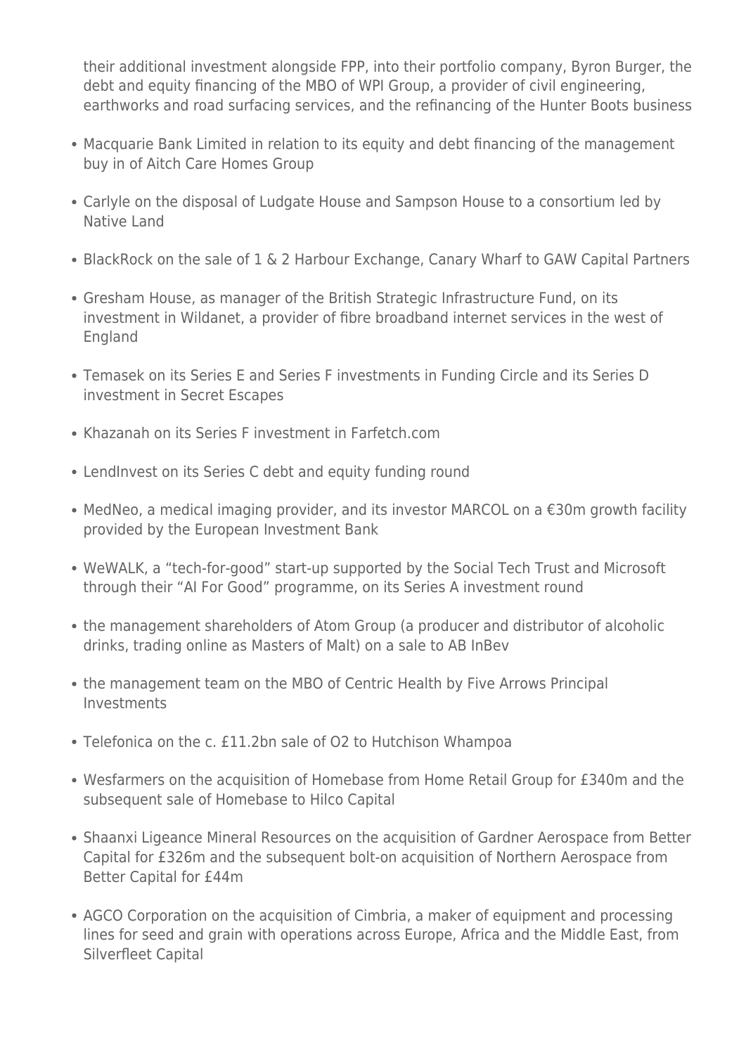their additional investment alongside FPP, into their portfolio company, Byron Burger, the debt and equity financing of the MBO of WPI Group, a provider of civil engineering, earthworks and road surfacing services, and the refinancing of the Hunter Boots business

- Macquarie Bank Limited in relation to its equity and debt financing of the management buy in of Aitch Care Homes Group
- Carlyle on the disposal of Ludgate House and Sampson House to a consortium led by Native Land
- BlackRock on the sale of 1 & 2 Harbour Exchange, Canary Wharf to GAW Capital Partners
- Gresham House, as manager of the British Strategic Infrastructure Fund, on its investment in Wildanet, a provider of fibre broadband internet services in the west of England
- Temasek on its Series E and Series F investments in Funding Circle and its Series D investment in Secret Escapes
- Khazanah on its Series F investment in Farfetch.com
- LendInvest on its Series C debt and equity funding round
- MedNeo, a medical imaging provider, and its investor MARCOL on a €30m growth facility provided by the European Investment Bank
- WeWALK, a "tech-for-good" start-up supported by the Social Tech Trust and Microsoft through their "AI For Good" programme, on its Series A investment round
- the management shareholders of Atom Group (a producer and distributor of alcoholic drinks, trading online as Masters of Malt) on a sale to AB InBev
- the management team on the MBO of Centric Health by Five Arrows Principal Investments
- Telefonica on the c. £11.2bn sale of O2 to Hutchison Whampoa
- Wesfarmers on the acquisition of Homebase from Home Retail Group for £340m and the subsequent sale of Homebase to Hilco Capital
- Shaanxi Ligeance Mineral Resources on the acquisition of Gardner Aerospace from Better Capital for £326m and the subsequent bolt-on acquisition of Northern Aerospace from Better Capital for £44m
- AGCO Corporation on the acquisition of Cimbria, a maker of equipment and processing lines for seed and grain with operations across Europe, Africa and the Middle East, from Silverfleet Capital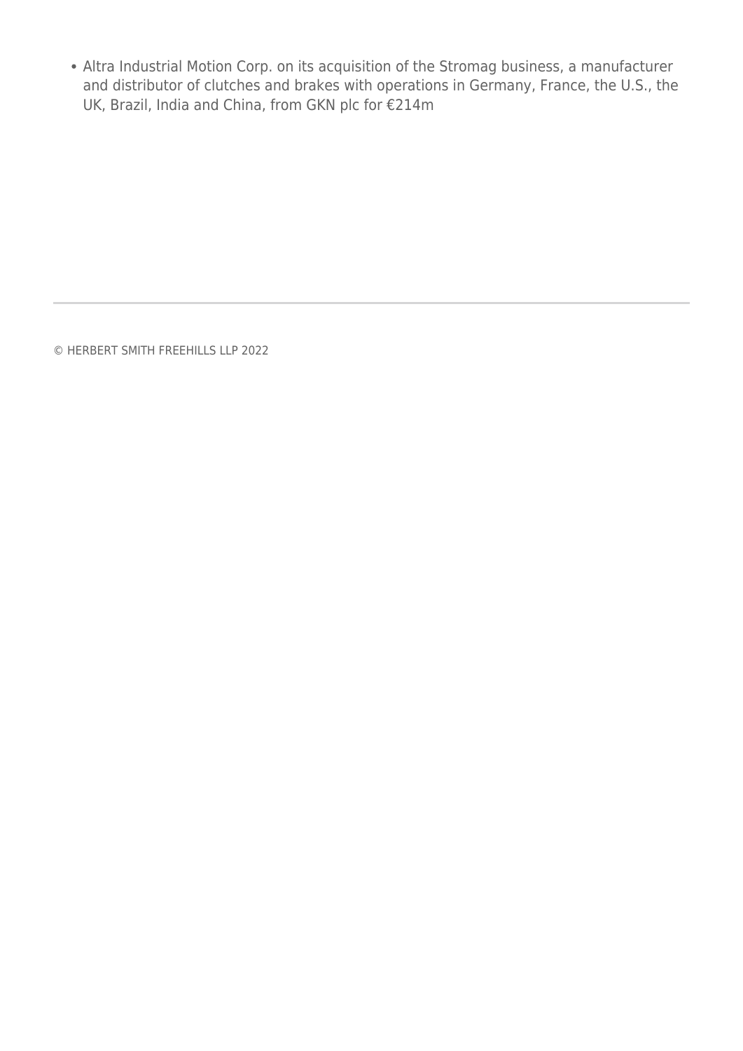- Altra Industrial Motion Corp. on its acquisition of the Stromag business, a manufacturer and distributor of clutches and brakes with operations in Germany, France, the U.S., the UK, Brazil, India and China, from GKN plc for €214m

---

© HERBERT SMITH FREEHILLS LLP 2022